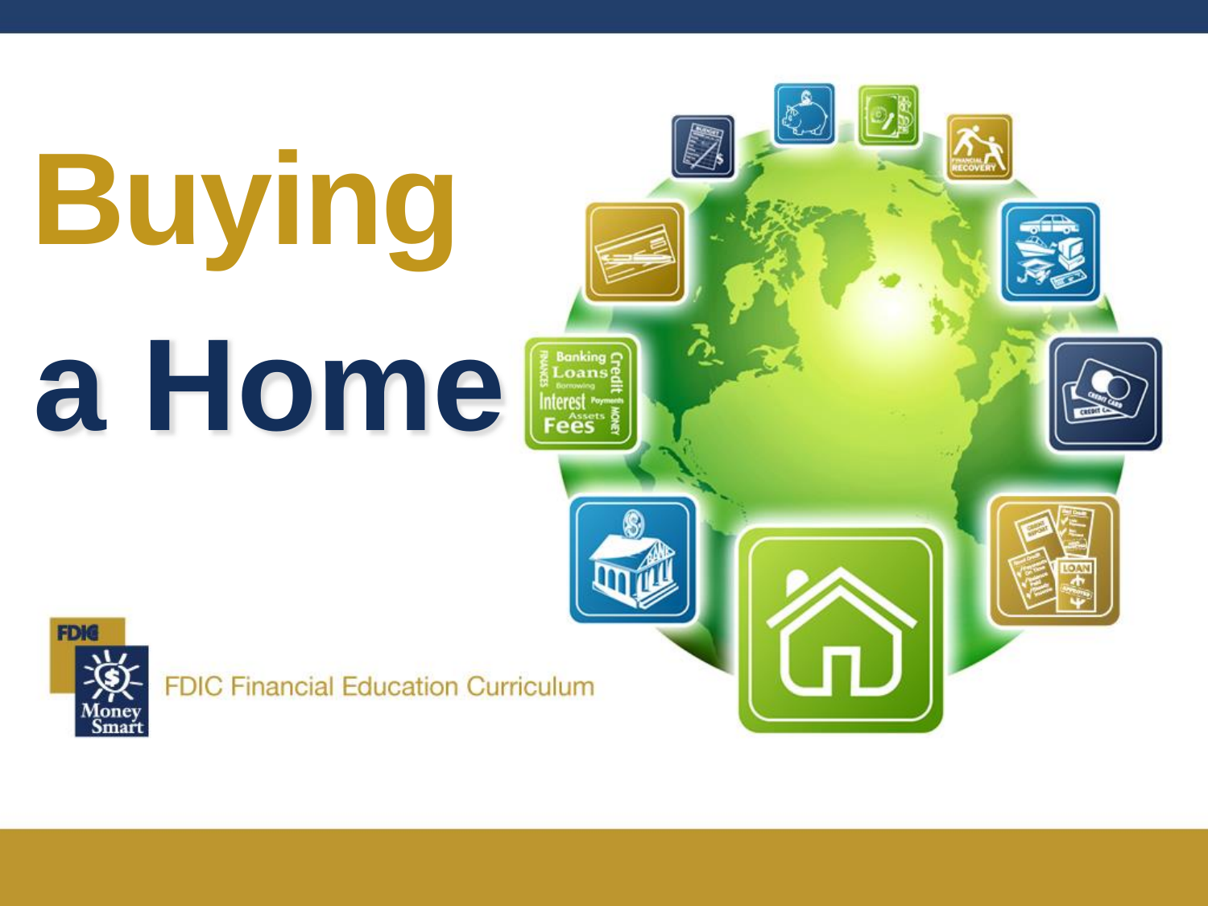# Buying a Home

FDIC Financial Education Curriculum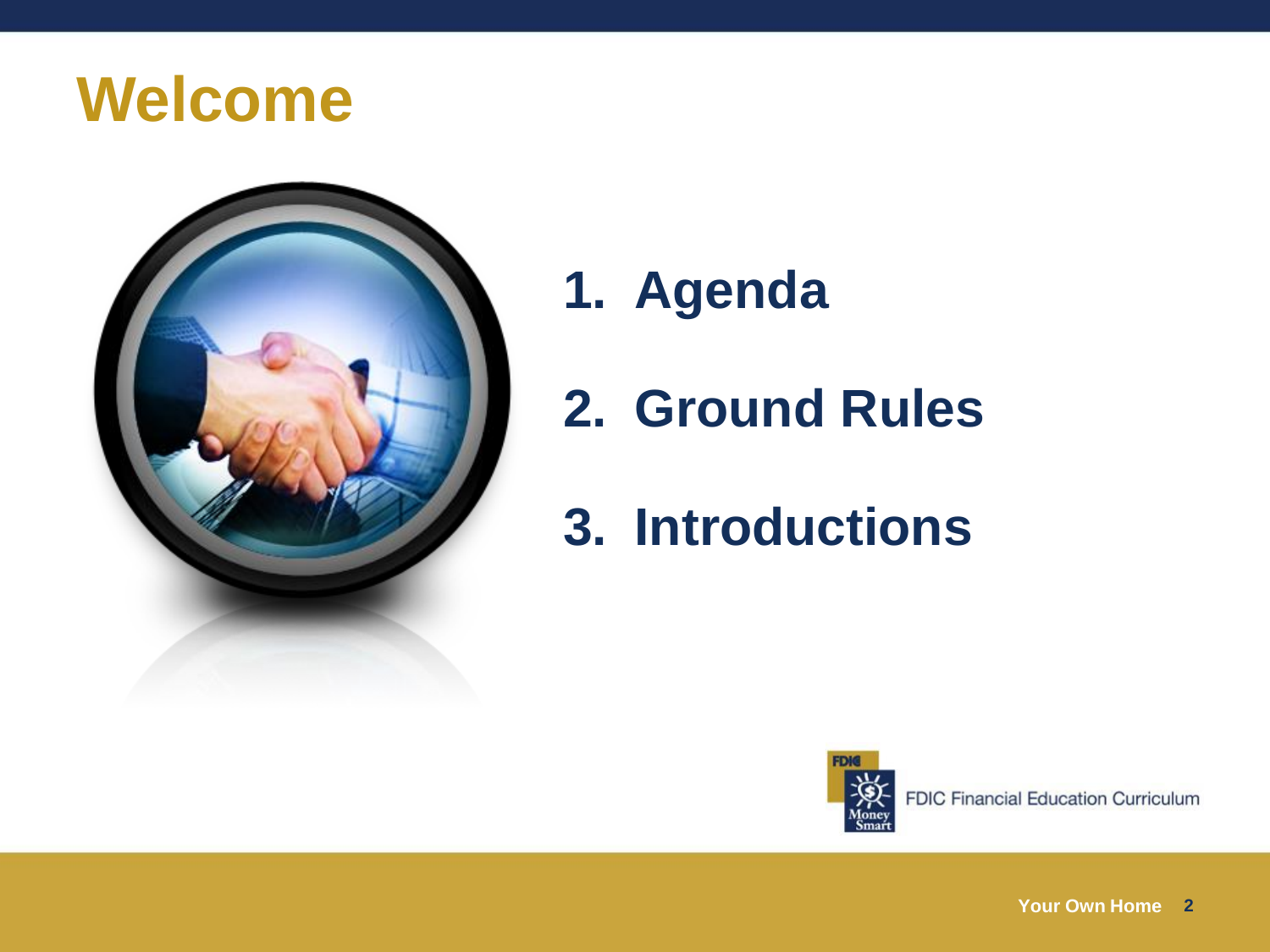# Welcome

1. Agenda
2. Ground Rules
3. Introductions

FDIC Financial Education Curriculum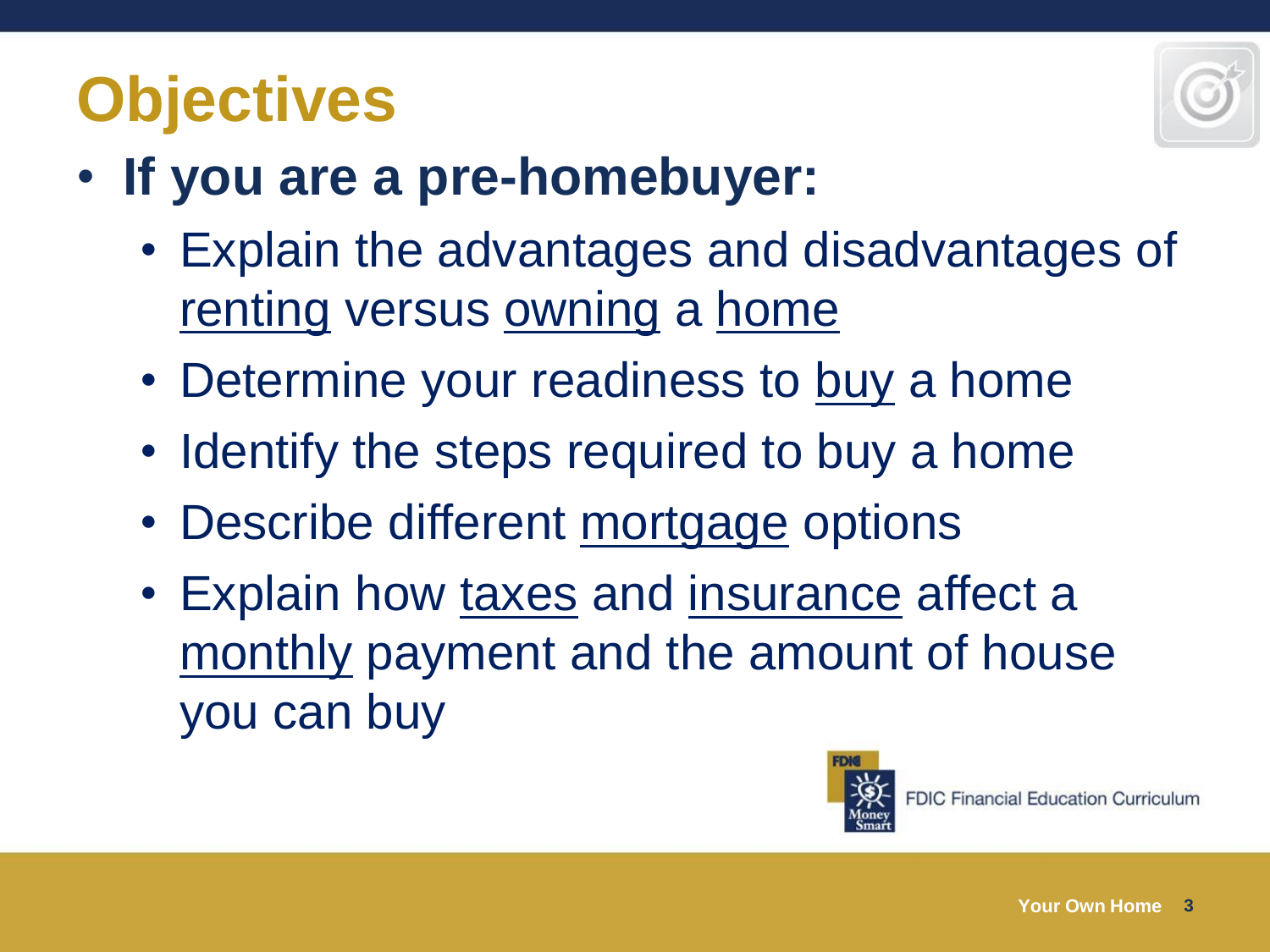# Objectives

- **If you are a pre-homebuyer:**
  - Explain the advantages and disadvantages of renting versus owning a home
  - Determine your readiness to buy a home
  - Identify the steps required to buy a home
  - Describe different mortgage options
  - Explain how taxes and insurance affect a monthly payment and the amount of house you can buy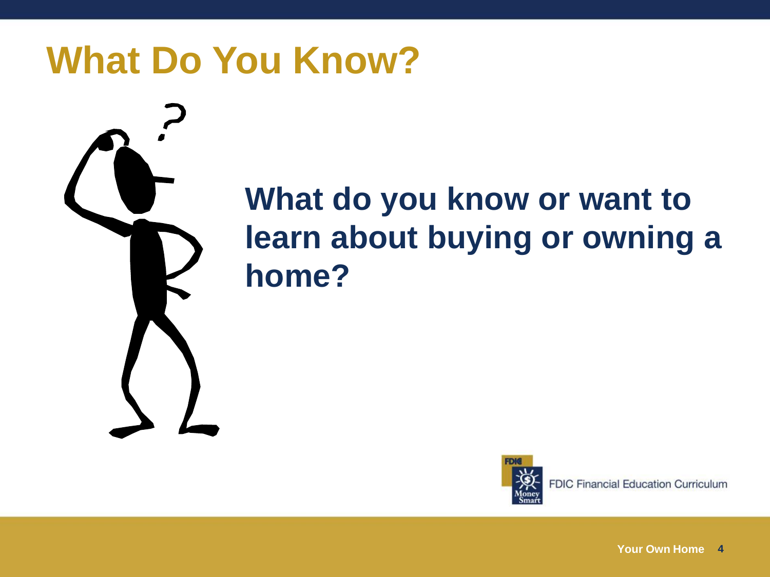# What Do You Know?

**What do you know or want to learn about buying or owning a home?**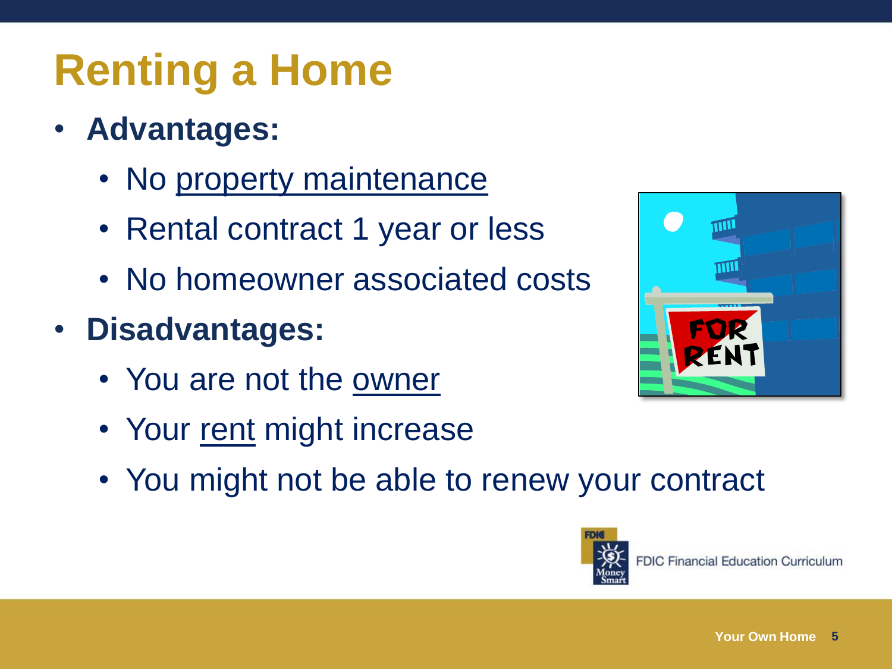# Renting a Home

- **Advantages:**
  - No property maintenance
  - Rental contract 1 year or less
  - No homeowner associated costs
- **Disadvantages:**
  - You are not the owner
  - Your rent might increase
  - You might not be able to renew your contract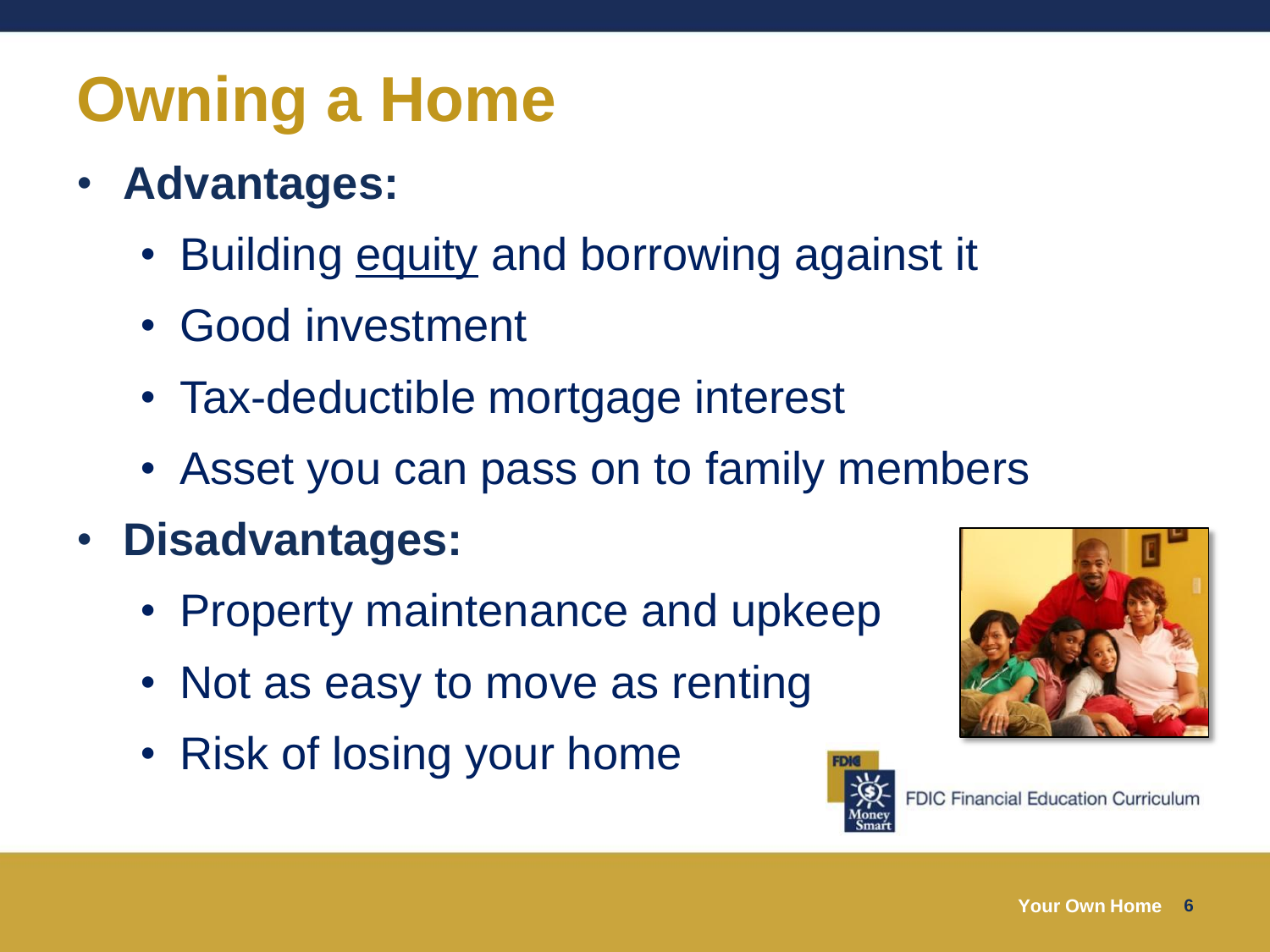# Owning a Home

- **Advantages:**
  - Building equity and borrowing against it
  - Good investment
  - Tax-deductible mortgage interest
  - Asset you can pass on to family members
- **Disadvantages:**
  - Property maintenance and upkeep
  - Not as easy to move as renting
  - Risk of losing your home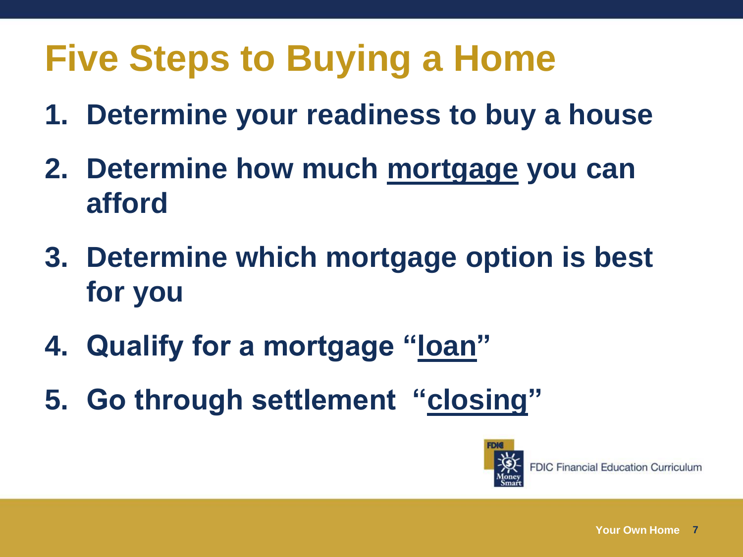# Five Steps to Buying a Home

1. **Determine your readiness to buy a house**
2. **Determine how much mortgage you can afford**
3. **Determine which mortgage option is best for you**
4. **Qualify for a mortgage "loan"**
5. **Go through settlement "closing"**

FDIC Financial Education Curriculum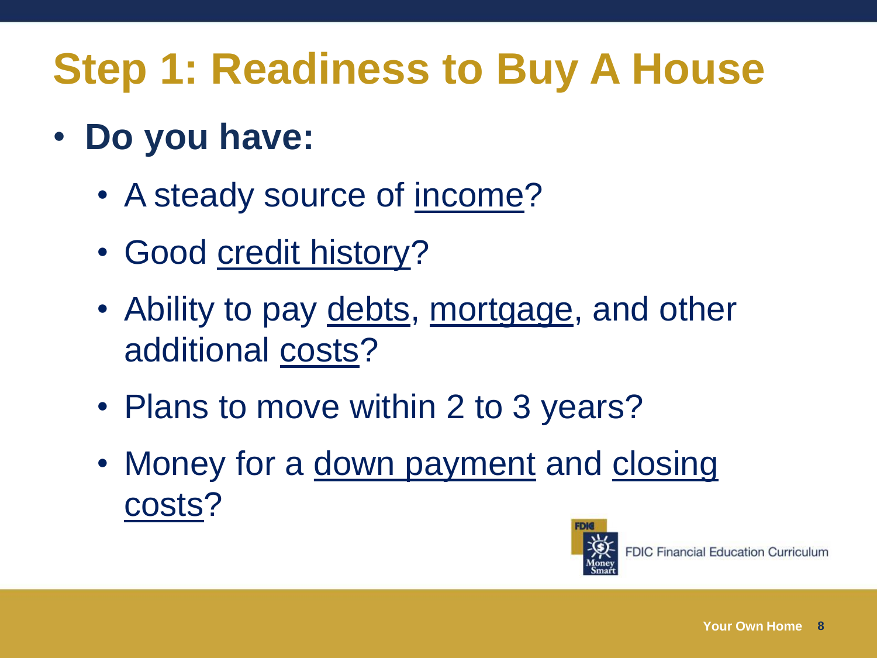# Step 1: Readiness to Buy A House

- **Do you have:**
  - A steady source of income?
  - Good credit history?
  - Ability to pay debts, mortgage, and other additional costs?
  - Plans to move within 2 to 3 years?
  - Money for a down payment and closing costs?

FDIC Financial Education Curriculum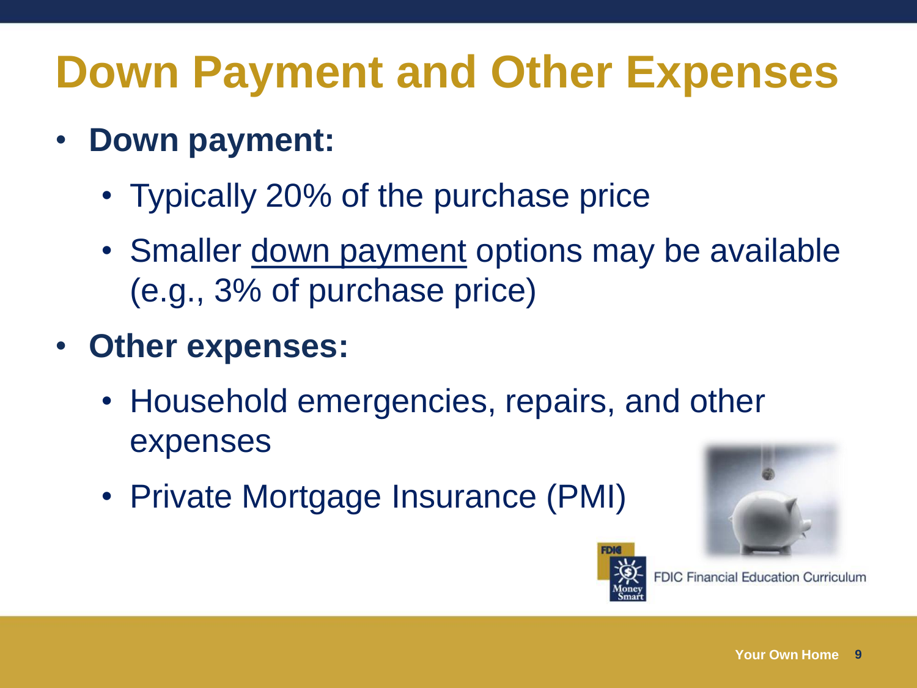# Down Payment and Other Expenses

- **Down payment:**
  - Typically 20% of the purchase price
  - Smaller down payment options may be available (e.g., 3% of purchase price)
- **Other expenses:**
  - Household emergencies, repairs, and other expenses
  - Private Mortgage Insurance (PMI)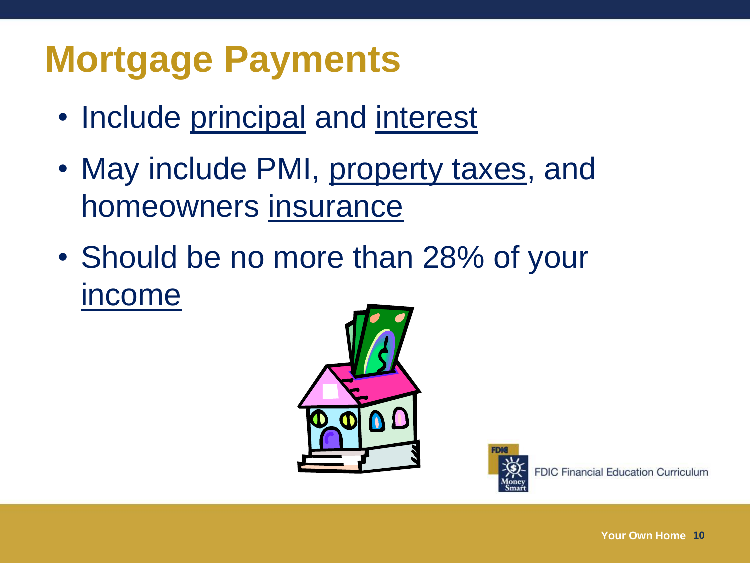# Mortgage Payments

- Include principal and interest
- May include PMI, property taxes, and homeowners insurance
- Should be no more than 28% of your income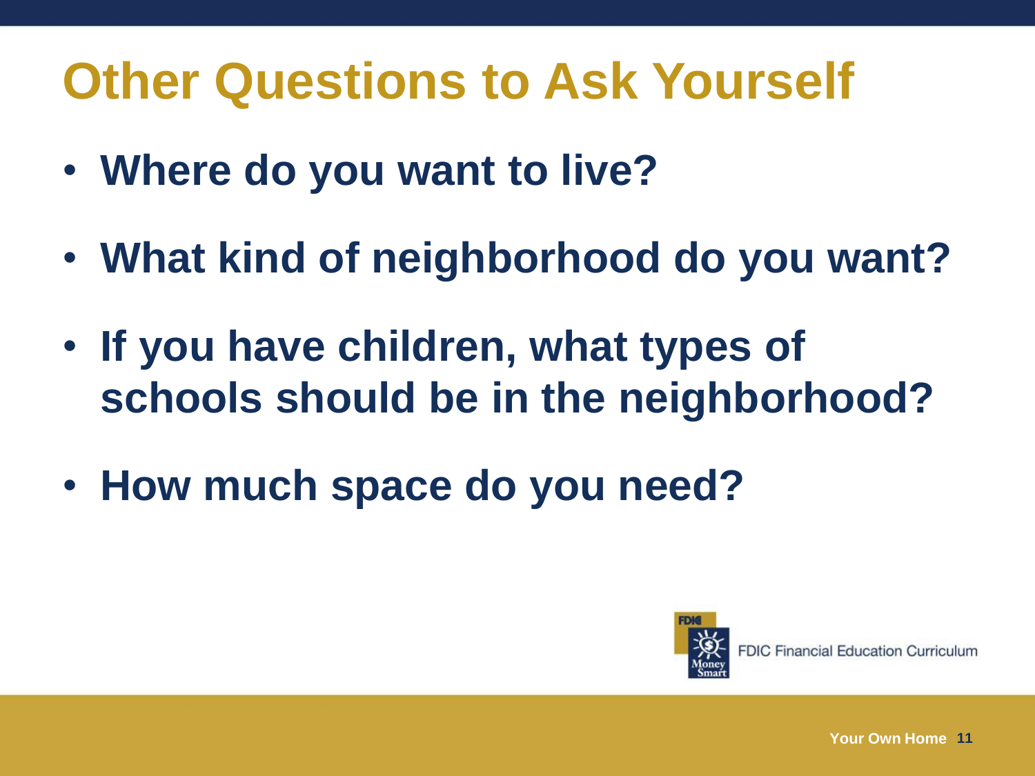# Other Questions to Ask Yourself

- **Where do you want to live?**
- **What kind of neighborhood do you want?**
- **If you have children, what types of schools should be in the neighborhood?**
- **How much space do you need?**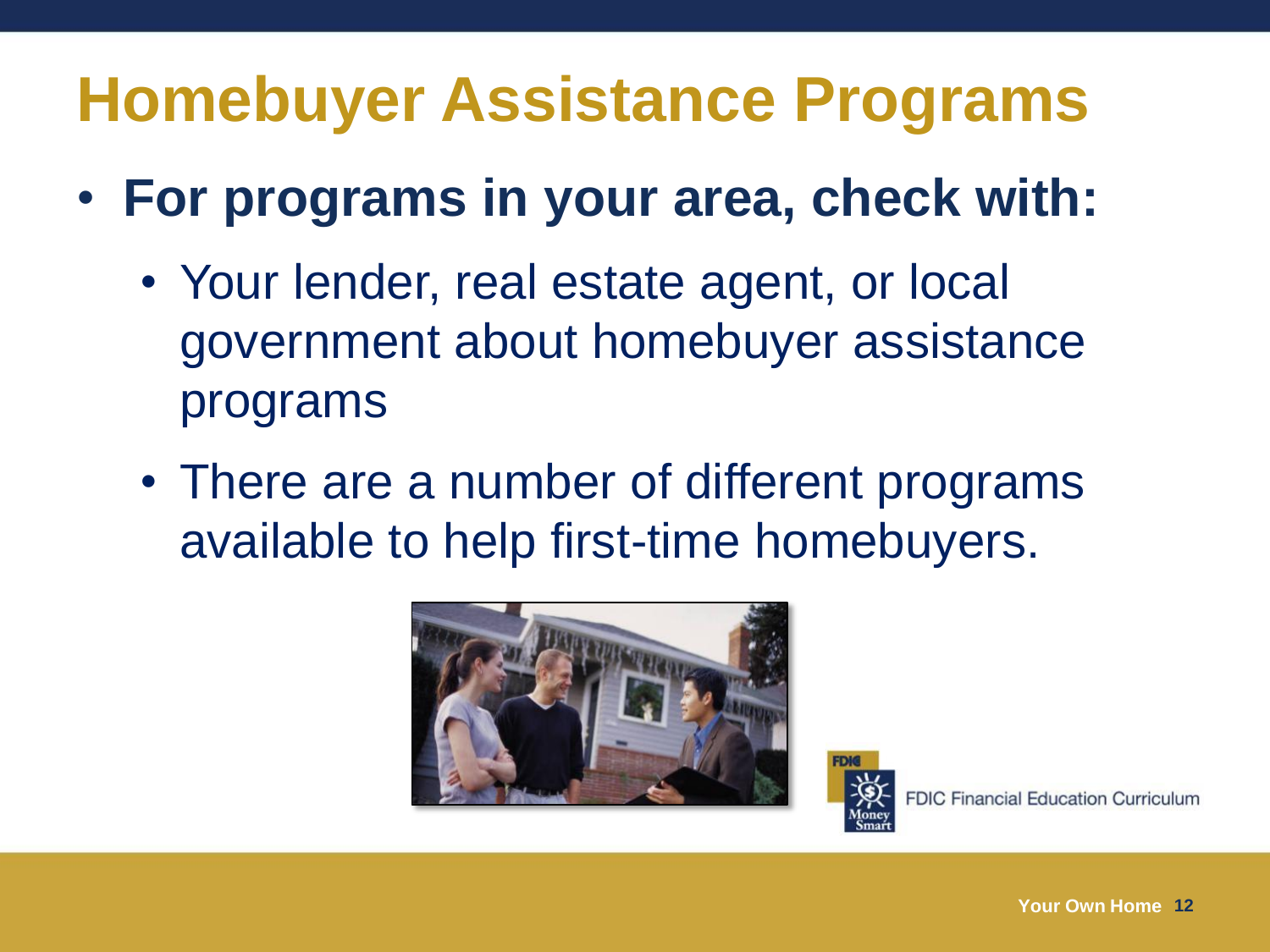# Homebuyer Assistance Programs

- **For programs in your area, check with:**
  - Your lender, real estate agent, or local government about homebuyer assistance programs
  - There are a number of different programs available to help first-time homebuyers.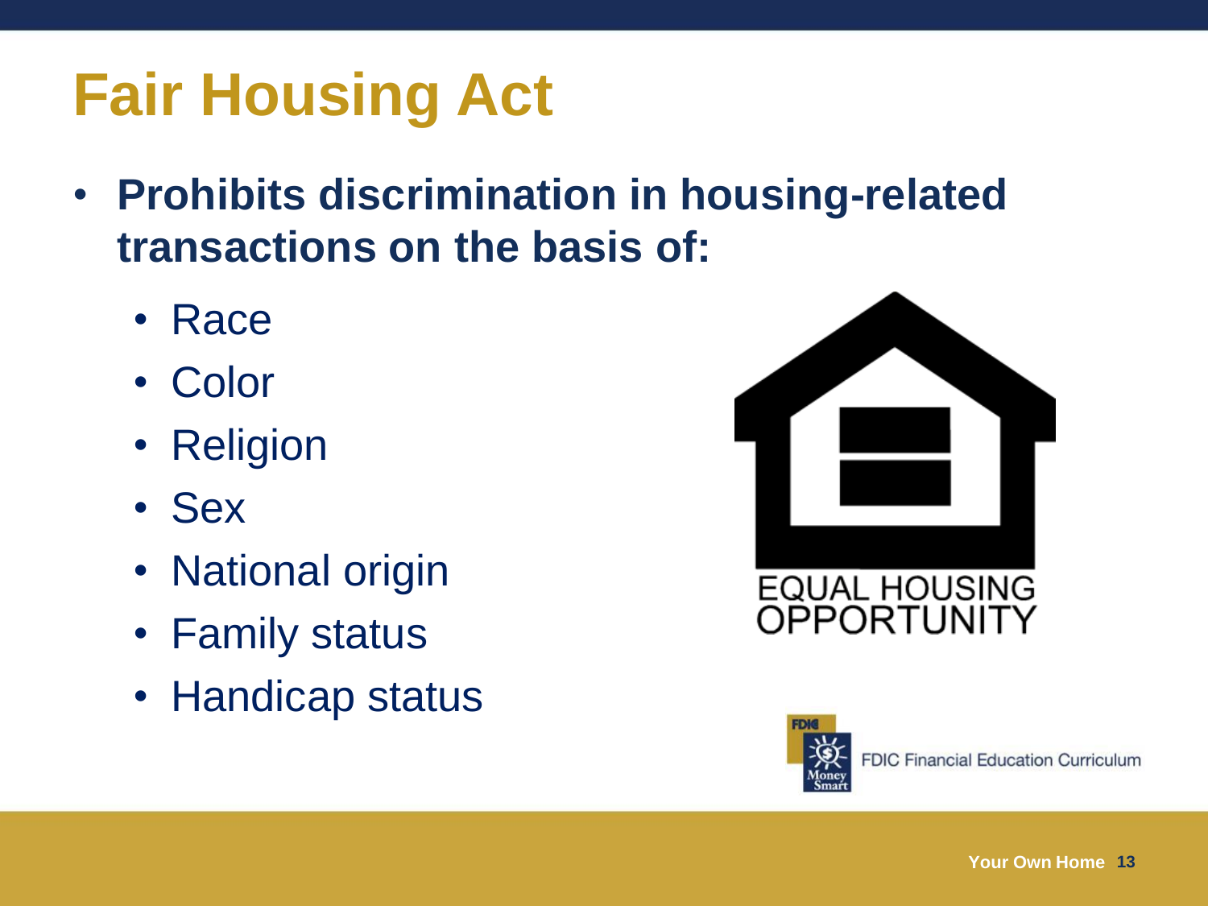# Fair Housing Act

- **Prohibits discrimination in housing-related transactions on the basis of:**
  - Race
  - Color
  - Religion
  - Sex
  - National origin
  - Family status
  - Handicap status

EQUAL HOUSING OPPORTUNITY

FDIC Financial Education Curriculum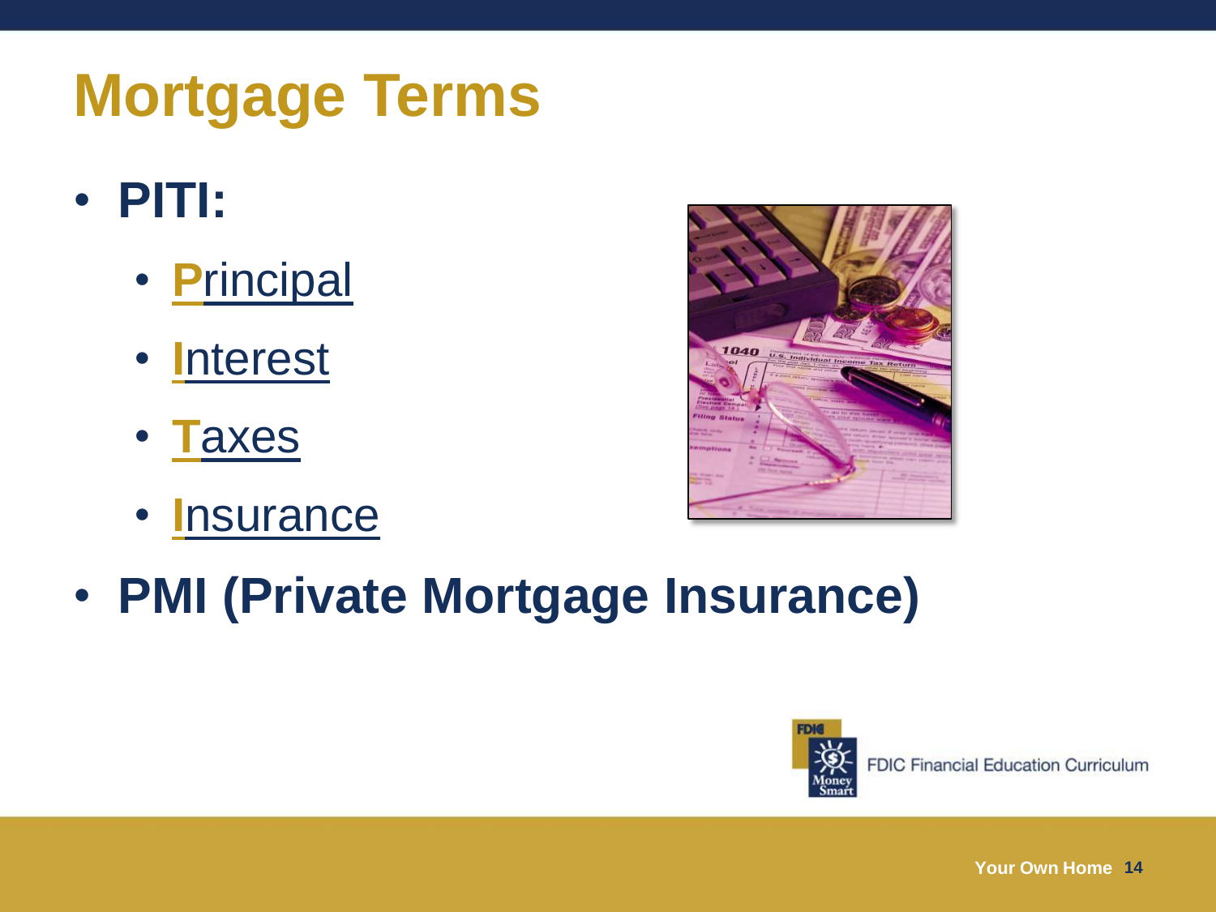# Mortgage Terms

- **PITI:**
  - **P**rincipal
  - **I**nterest
  - **T**axes
  - **I**nsurance
- **PMI (Private Mortgage Insurance)**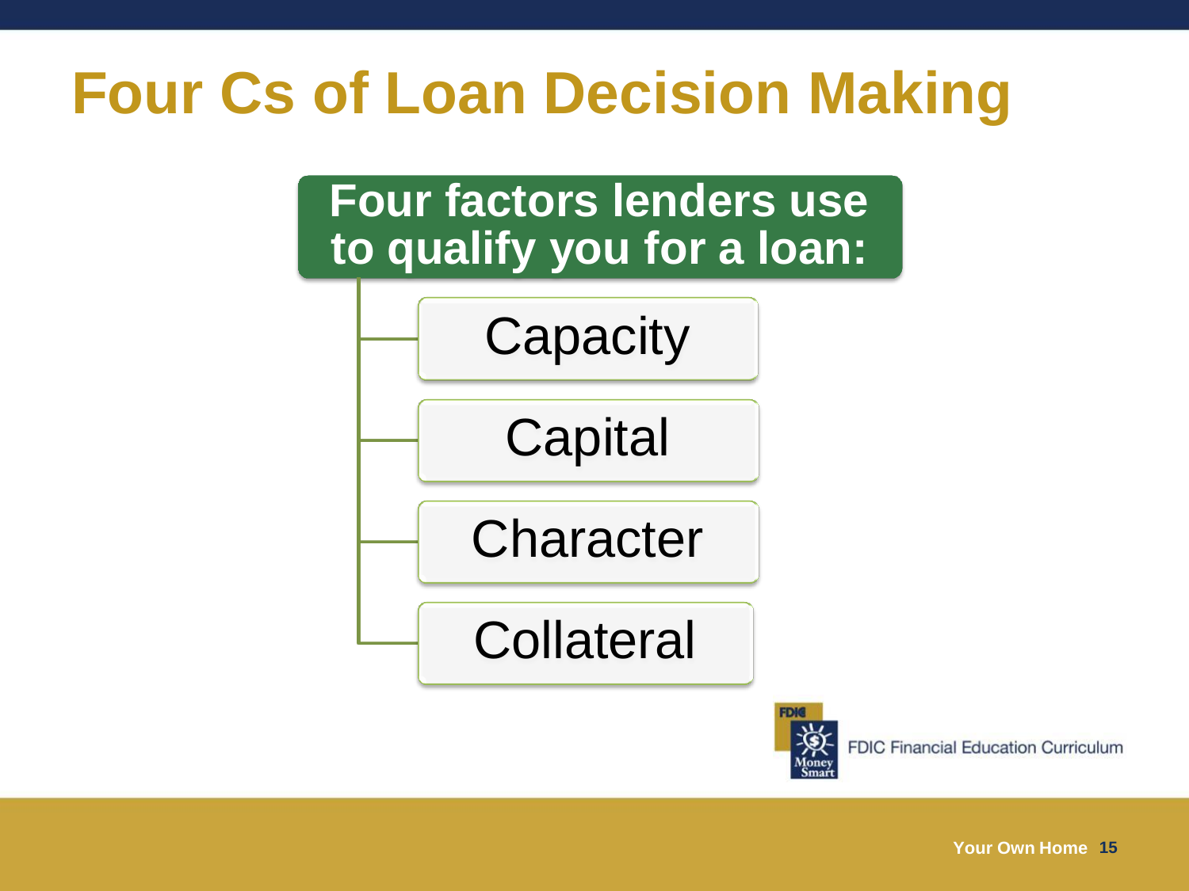# Four Cs of Loan Decision Making

**Four factors lenders use to qualify you for a loan:**

- Capacity
- Capital
- Character
- Collateral

FDIC Financial Education Curriculum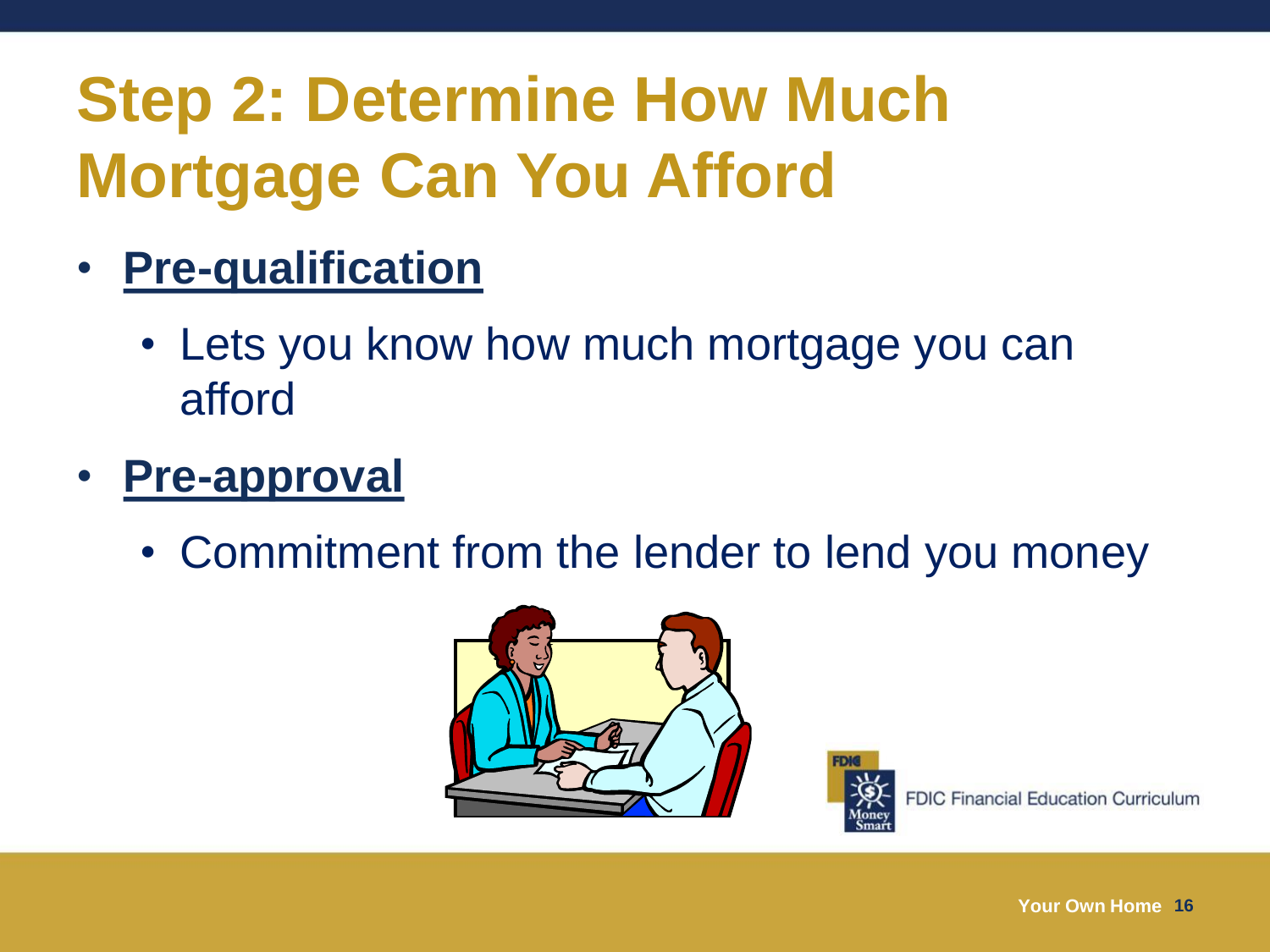# Step 2: Determine How Much Mortgage Can You Afford

- **Pre-qualification**
  - Lets you know how much mortgage you can afford
- **Pre-approval**
  - Commitment from the lender to lend you money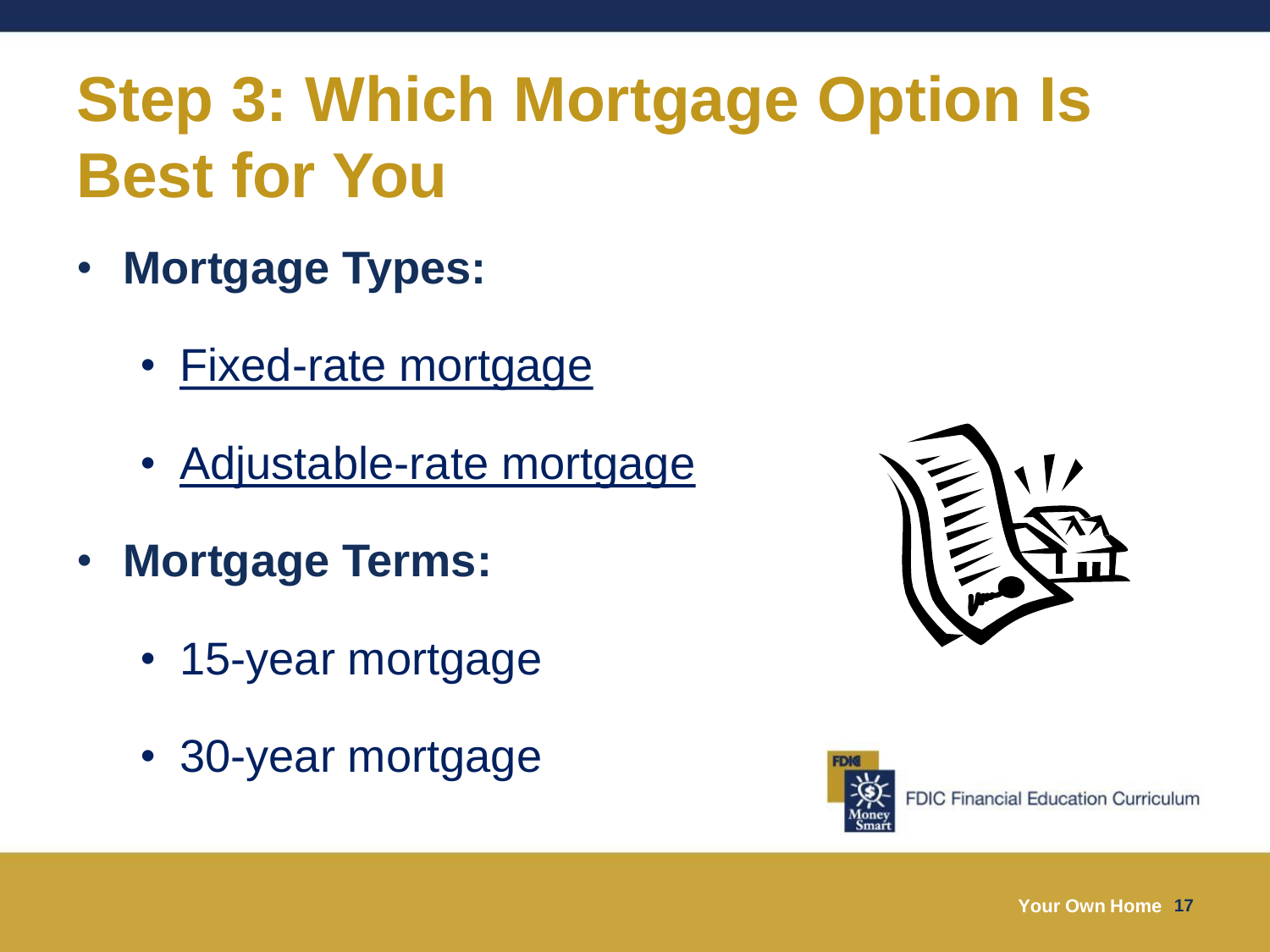# Step 3: Which Mortgage Option Is Best for You

- **Mortgage Types:**
  - Fixed-rate mortgage
  - Adjustable-rate mortgage
- **Mortgage Terms:**
  - 15-year mortgage
  - 30-year mortgage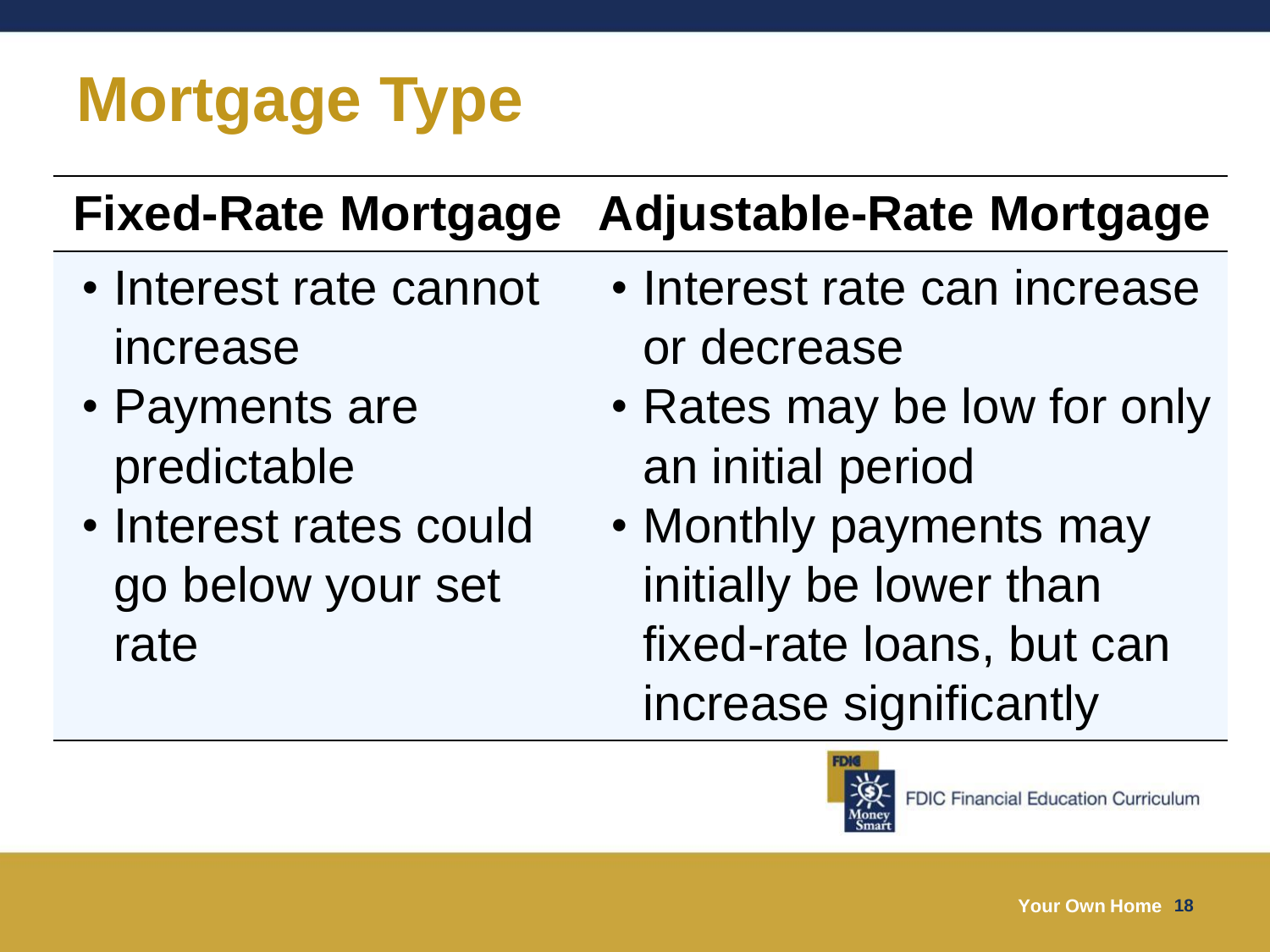# Mortgage Type

| Fixed-Rate Mortgage | Adjustable-Rate Mortgage |
|---|---|
| • Interest rate cannot increase<br>• Payments are predictable<br>• Interest rates could go below your set rate | • Interest rate can increase or decrease<br>• Rates may be low for only an initial period<br>• Monthly payments may initially be lower than fixed-rate loans, but can increase significantly |

FDIC Financial Education Curriculum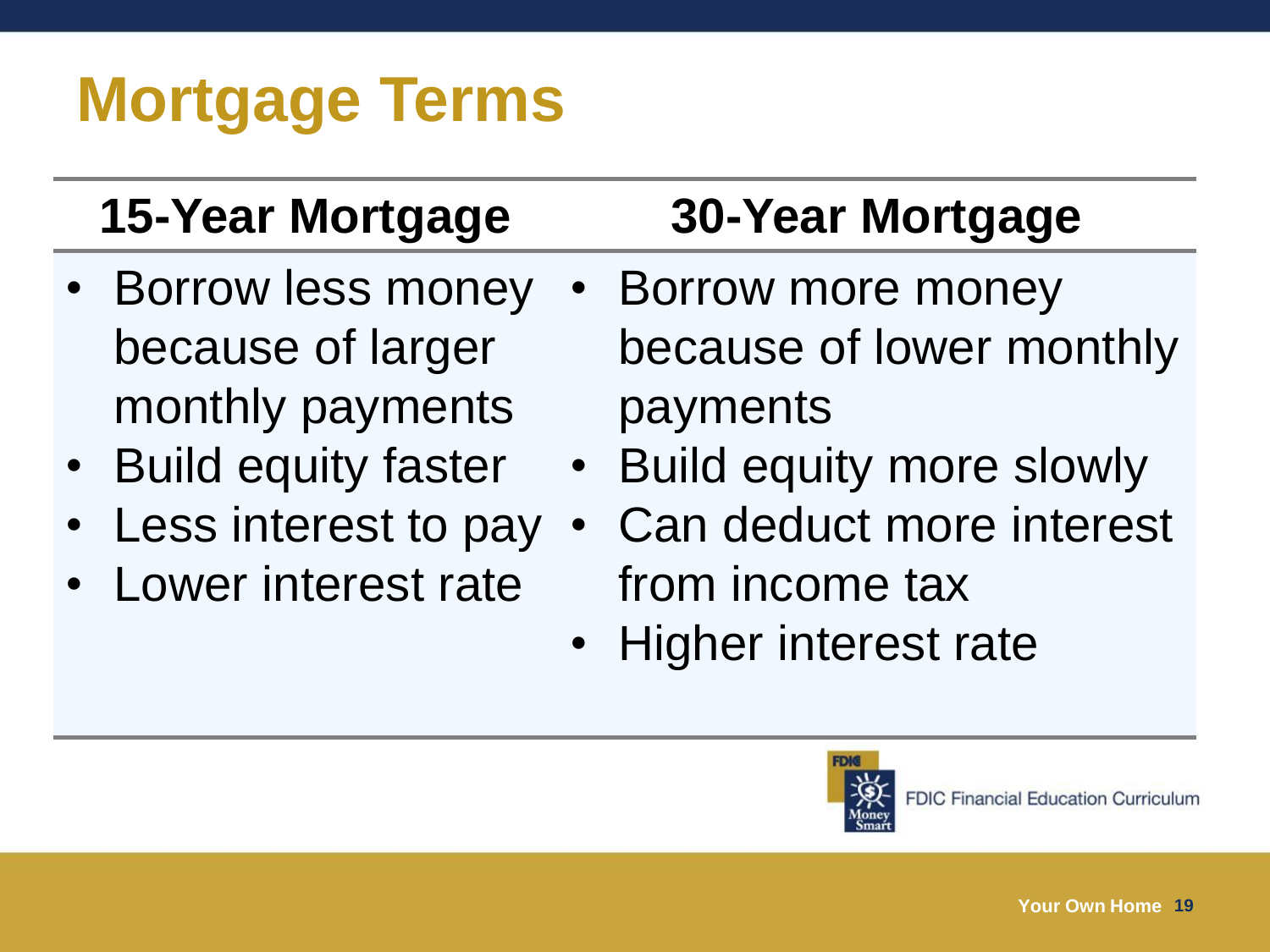# Mortgage Terms

| 15-Year Mortgage | 30-Year Mortgage |
|---|---|
| • Borrow less money because of larger monthly payments<br>• Build equity faster<br>• Less interest to pay<br>• Lower interest rate | • Borrow more money because of lower monthly payments<br>• Build equity more slowly<br>• Can deduct more interest from income tax<br>• Higher interest rate |

FDIC Financial Education Curriculum

Your Own Home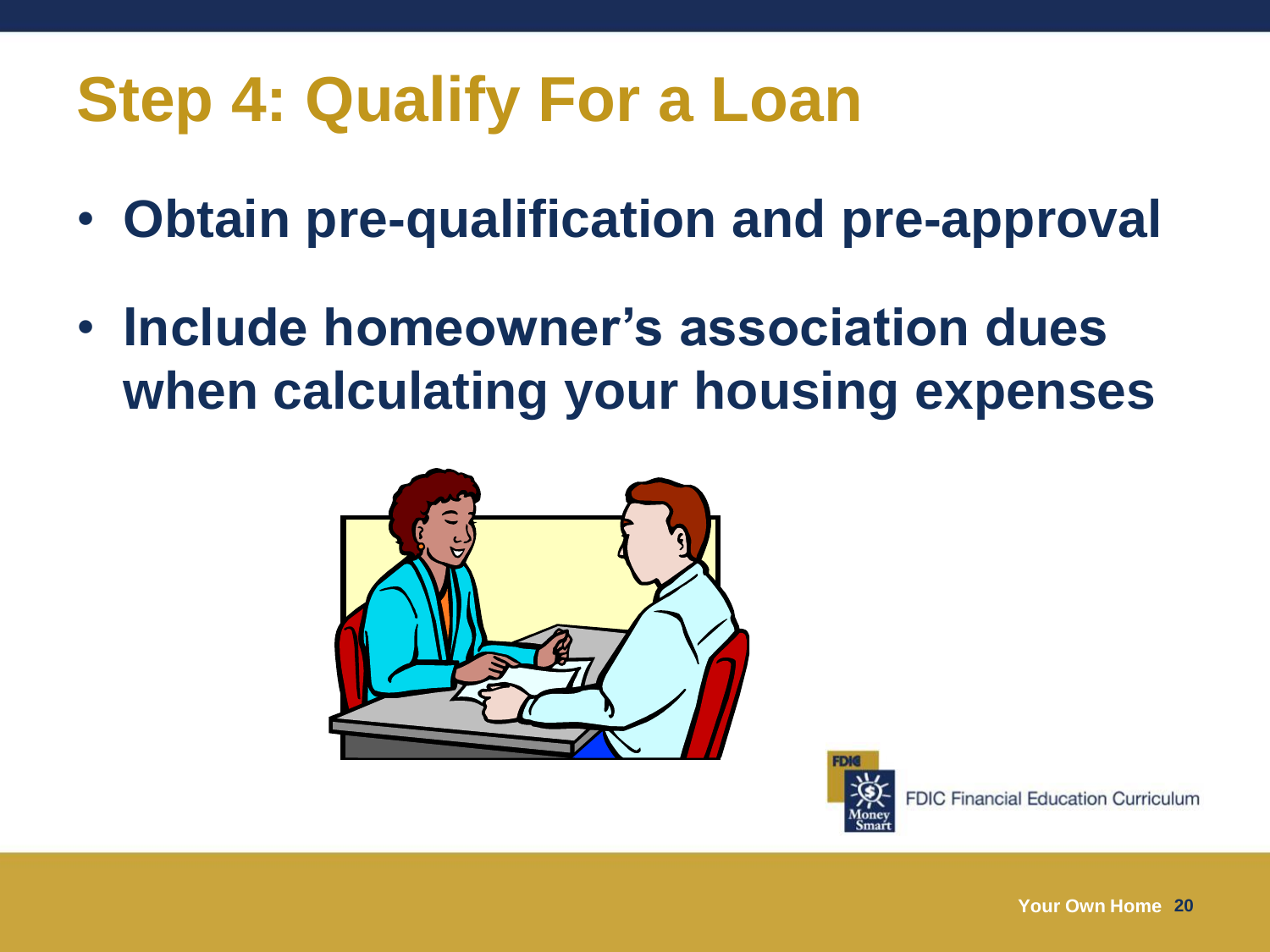# Step 4: Qualify For a Loan

- **Obtain pre-qualification and pre-approval**
- **Include homeowner's association dues when calculating your housing expenses**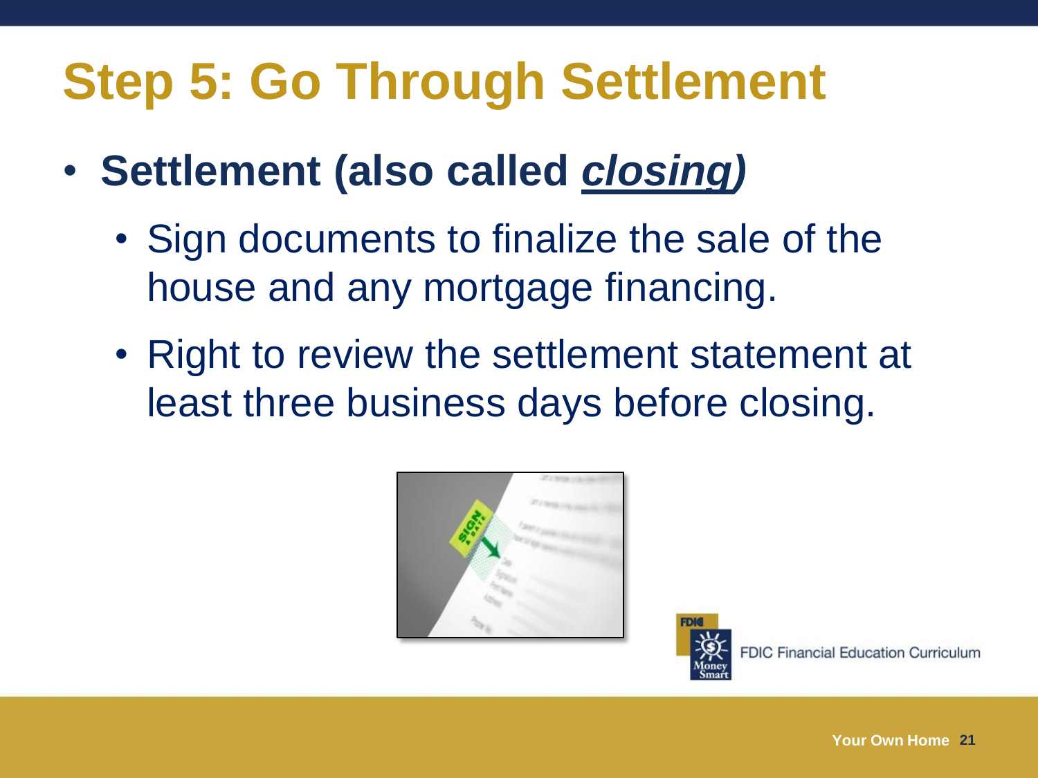# Step 5: Go Through Settlement

- **Settlement (also called *closing*)**
  - Sign documents to finalize the sale of the house and any mortgage financing.
  - Right to review the settlement statement at least three business days before closing.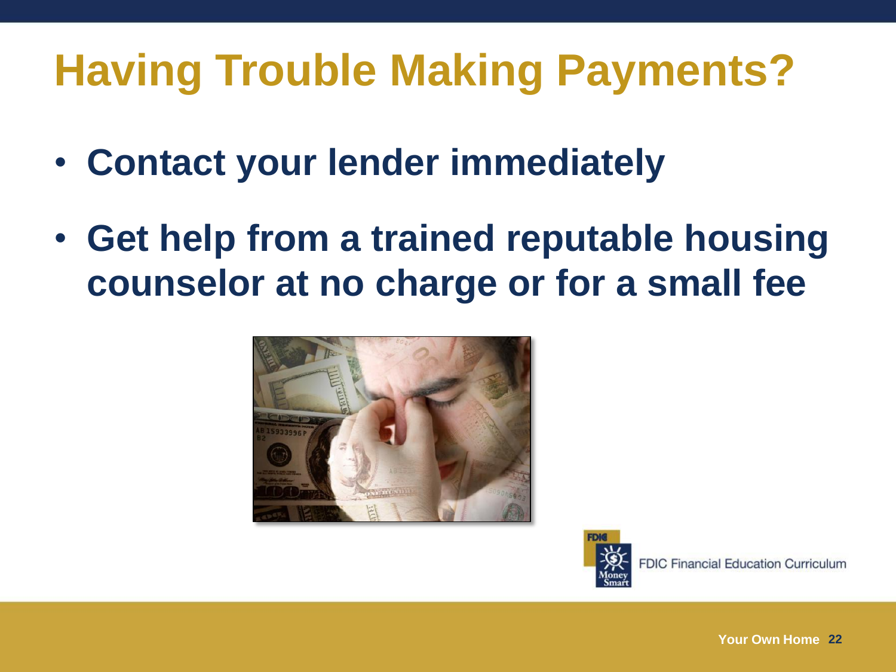# Having Trouble Making Payments?

- **Contact your lender immediately**
- **Get help from a trained reputable housing counselor at no charge or for a small fee**

FDIC Financial Education Curriculum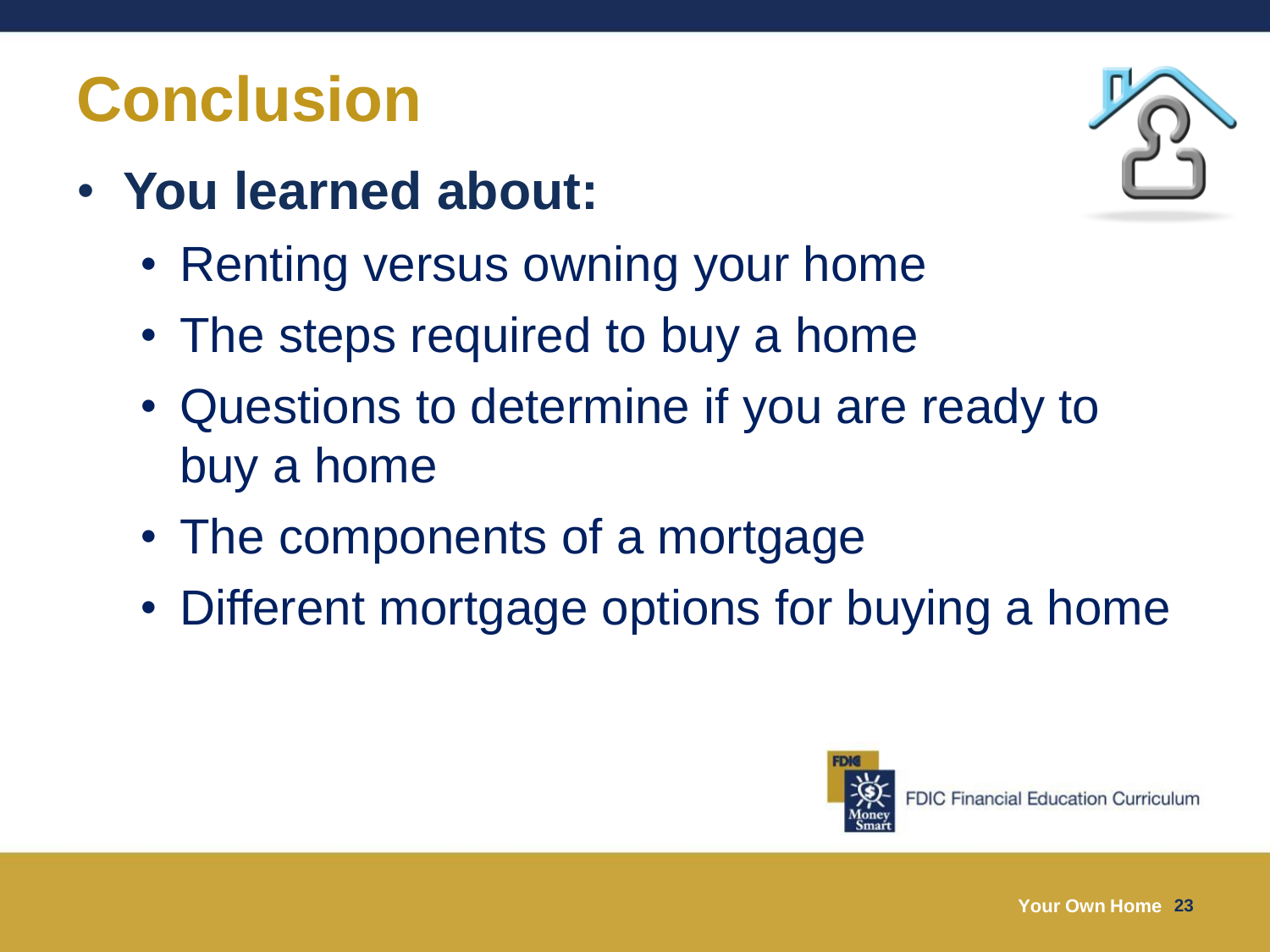# Conclusion

- **You learned about:**
  - Renting versus owning your home
  - The steps required to buy a home
  - Questions to determine if you are ready to buy a home
  - The components of a mortgage
  - Different mortgage options for buying a home